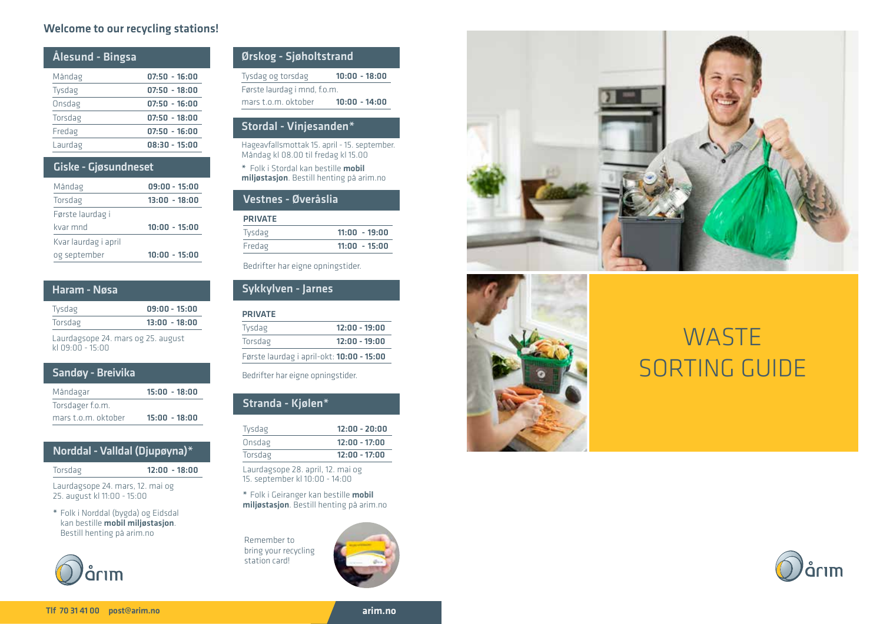## Welcome to our recycling stations!

### Ålesund - Bingsa

| | |
|---|---|
| Måndag | **07:50 - 16:00** |
| Tysdag | **07:50 - 18:00** |
| Onsdag | **07:50 - 16:00** |
| Torsdag | **07:50 - 18:00** |
| Fredag | **07:50 - 16:00** |
| Laurdag | **08:30 - 15:00** |

### Giske - Gjøsundneset

| | |
|---|---|
| Måndag | **09:00 - 15:00** |
| Torsdag | **13:00 - 18:00** |
| Første laurdag i kvar mnd | **10:00 - 15:00** |
| Kvar laurdag i april og september | **10:00 - 15:00** |

### Haram - Nøsa

| | |
|---|---|
| Tysdag | **09:00 - 15:00** |
| Torsdag | **13:00 - 18:00** |

Laurdagsope 24. mars og 25. august kl 09:00 - 15:00

### Sandøy - Breivika

| | |
|---|---|
| Måndagar | **15:00 - 18:00** |
| Torsdager f.o.m. mars t.o.m. oktober | **15:00 - 18:00** |

### Norddal - Valldal (Djupøyna)*

| | |
|---|---|
| Torsdag | **12:00 - 18:00** |

Laurdagsope 24. mars, 12. mai og 25. august kl 11:00 - 15:00

\* Folk i Norddal (bygda) og Eidsdal kan bestille **mobil miljøstasjon**. Bestill henting på arim.no

### Ørskog - Sjøholtstrand

| | |
|---|---|
| Tysdag og torsdag | **10:00 - 18:00** |
| Første laurdag i mnd, f.o.m. mars t.o.m. oktober | **10:00 - 14:00** |

### Stordal - Vinjesanden*

Hageavfallsmottak 15. april - 15. september. Måndag kl 08.00 til fredag kl 15.00

\* Folk i Stordal kan bestille **mobil miljøstasjon**. Bestill henting på arim.no

### Vestnes - Øveråslia

| **PRIVATE** | |
|---|---|
| Tysdag | **11:00 - 19:00** |
| Fredag | **11:00 - 15:00** |

Bedrifter har eigne opningstider.

### Sykkylven - Jarnes

| **PRIVATE** | |
|---|---|
| Tysdag | **12:00 - 19:00** |
| Torsdag | **12:00 - 19:00** |
| Første laurdag i april-okt: | **10:00 - 15:00** |

Bedrifter har eigne opningstider.

### Stranda - Kjølen*

| | |
|---|---|
| Tysdag | **12:00 - 20:00** |
| Onsdag | **12:00 - 17:00** |
| Torsdag | **12:00 - 17:00** |

Laurdagsope 28. april, 12. mai og 15. september kl 10:00 - 14:00

\* Folk i Geiranger kan bestille **mobil miljøstasjon**. Bestill henting på arim.no

Remember to bring your recycling station card!

årim

**Tlf 70 31 41 00 post@arim.no** **arim.no**

# WASTE SORTING GUIDE

årim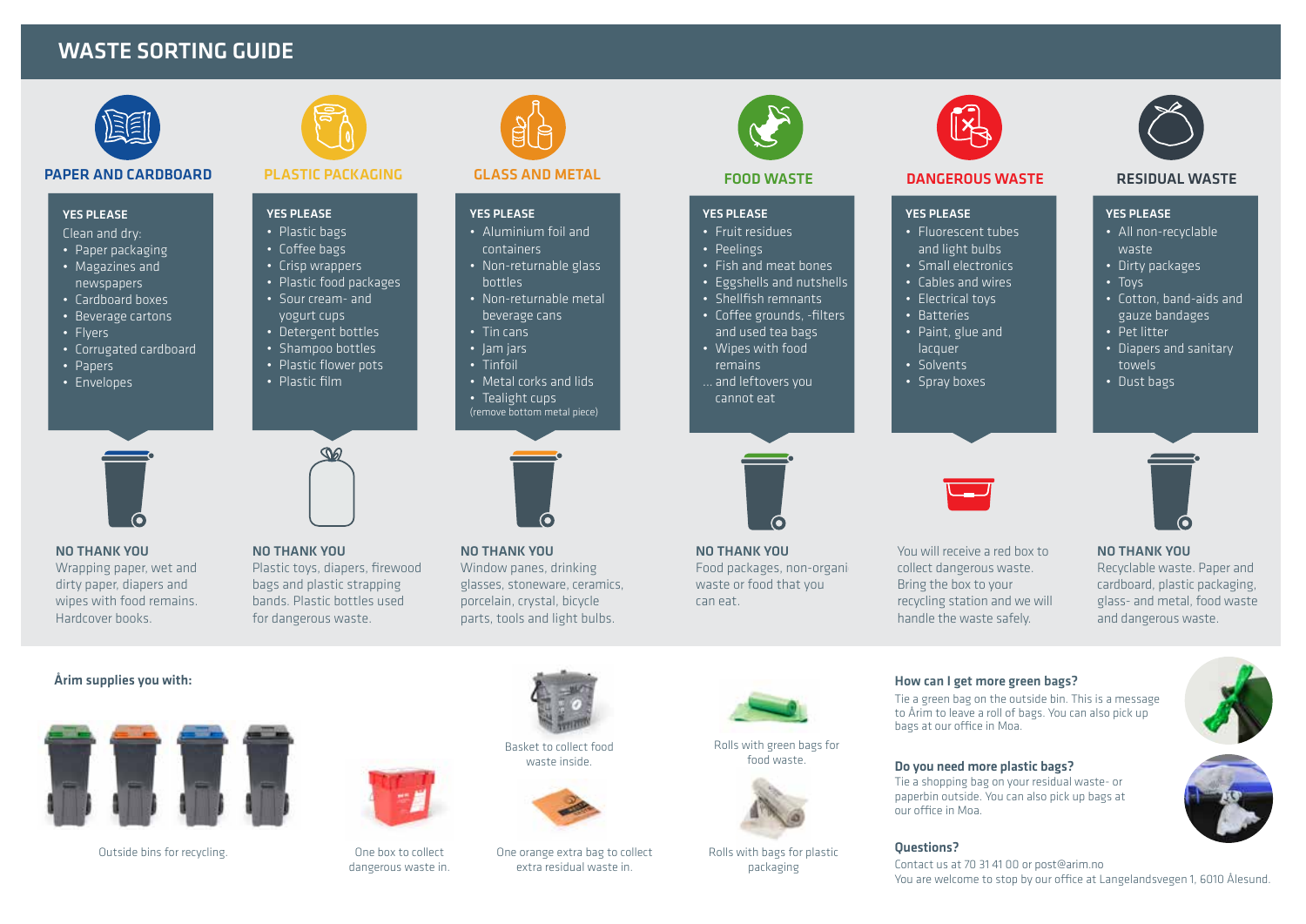# WASTE SORTING GUIDE

## PAPER AND CARDBOARD

**YES PLEASE**

Clean and dry:

- Paper packaging
- Magazines and newspapers
- Cardboard boxes
- Beverage cartons
- Flyers
- Corrugated cardboard
- Papers
- Envelopes

**NO THANK YOU**

Wrapping paper, wet and dirty paper, diapers and wipes with food remains. Hardcover books.

## PLASTIC PACKAGING

**YES PLEASE**

- Plastic bags
- Coffee bags
- Crisp wrappers
- Plastic food packages
- Sour cream- and yogurt cups
- Detergent bottles
- Shampoo bottles
- Plastic flower pots
- Plastic film

**NO THANK YOU**

Plastic toys, diapers, firewood bags and plastic strapping bands. Plastic bottles used for dangerous waste.

## GLASS AND METAL

**YES PLEASE**

- Aluminium foil and containers
- Non-returnable glass bottles
- Non-returnable metal beverage cans
- Tin cans
- Jam jars
- Tinfoil
- Metal corks and lids
- Tealight cups (remove bottom metal piece)

**NO THANK YOU**

Window panes, drinking glasses, stoneware, ceramics, porcelain, crystal, bicycle parts, tools and light bulbs.

## FOOD WASTE

**YES PLEASE**

- Fruit residues
- Peelings
- Fish and meat bones
- Eggshells and nutshells
- Shellfish remnants
- Coffee grounds, -filters and used tea bags
- Wipes with food remains

... and leftovers you cannot eat

**NO THANK YOU**

Food packages, non-organi waste or food that you can eat.

## DANGEROUS WASTE

**YES PLEASE**

- Fluorescent tubes and light bulbs
- Small electronics
- Cables and wires
- Electrical toys
- Batteries
- Paint, glue and lacquer
- Solvents
- Spray boxes

You will receive a red box to collect dangerous waste. Bring the box to your recycling station and we will handle the waste safely.

## RESIDUAL WASTE

**YES PLEASE**

- All non-recyclable waste
- Dirty packages
- Toys
- Cotton, band-aids and gauze bandages
- Pet litter
- Diapers and sanitary towels
- Dust bags

**NO THANK YOU**

Recyclable waste. Paper and cardboard, plastic packaging, glass- and metal, food waste and dangerous waste.

---

**Årim supplies you with:**

Outside bins for recycling.

One box to collect dangerous waste in.

Basket to collect food waste inside.

One orange extra bag to collect extra residual waste in.

Rolls with green bags for food waste.

Rolls with bags for plastic packaging

### How can I get more green bags?

Tie a green bag on the outside bin. This is a message to Årim to leave a roll of bags. You can also pick up bags at our office in Moa.

### Do you need more plastic bags?

Tie a shopping bag on your residual waste- or paperbin outside. You can also pick up bags at our office in Moa.

### Questions?

Contact us at 70 31 41 00 or post@arim.no

You are welcome to stop by our office at Langelandsvegen 1, 6010 Ålesund.